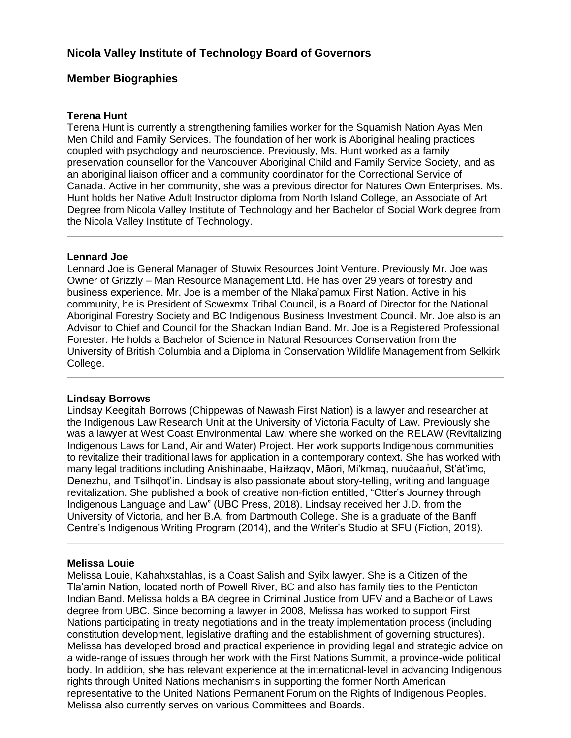# Nicola Valley Institute of Technology Board of Governors

## Member Biographies

---

**Terena Hunt**

Terena Hunt is currently a strengthening families worker for the Squamish Nation Ayas Men Men Child and Family Services. The foundation of her work is Aboriginal healing practices coupled with psychology and neuroscience. Previously, Ms. Hunt worked as a family preservation counsellor for the Vancouver Aboriginal Child and Family Service Society, and as an aboriginal liaison officer and a community coordinator for the Correctional Service of Canada. Active in her community, she was a previous director for Natures Own Enterprises. Ms. Hunt holds her Native Adult Instructor diploma from North Island College, an Associate of Art Degree from Nicola Valley Institute of Technology and her Bachelor of Social Work degree from the Nicola Valley Institute of Technology.

---

**Lennard Joe**

Lennard Joe is General Manager of Stuwix Resources Joint Venture. Previously Mr. Joe was Owner of Grizzly – Man Resource Management Ltd. He has over 29 years of forestry and business experience. Mr. Joe is a member of the Nlaka'pamux First Nation. Active in his community, he is President of Scwexmx Tribal Council, is a Board of Director for the National Aboriginal Forestry Society and BC Indigenous Business Investment Council. Mr. Joe also is an Advisor to Chief and Council for the Shackan Indian Band. Mr. Joe is a Registered Professional Forester. He holds a Bachelor of Science in Natural Resources Conservation from the University of British Columbia and a Diploma in Conservation Wildlife Management from Selkirk College.

---

**Lindsay Borrows**

Lindsay Keegitah Borrows (Chippewas of Nawash First Nation) is a lawyer and researcher at the Indigenous Law Research Unit at the University of Victoria Faculty of Law. Previously she was a lawyer at West Coast Environmental Law, where she worked on the RELAW (Revitalizing Indigenous Laws for Land, Air and Water) Project. Her work supports Indigenous communities to revitalize their traditional laws for application in a contemporary context. She has worked with many legal traditions including Anishinaabe, Haíłzaqv, Māori, Mi'kmaq, nuučaan̓uł, St'át'imc, Denezhu, and Tsilhqot'in. Lindsay is also passionate about story-telling, writing and language revitalization. She published a book of creative non-fiction entitled, "Otter's Journey through Indigenous Language and Law" (UBC Press, 2018). Lindsay received her J.D. from the University of Victoria, and her B.A. from Dartmouth College. She is a graduate of the Banff Centre's Indigenous Writing Program (2014), and the Writer's Studio at SFU (Fiction, 2019).

---

**Melissa Louie**

Melissa Louie, Kahahxstahlas, is a Coast Salish and Syilx lawyer. She is a Citizen of the Tla'amin Nation, located north of Powell River, BC and also has family ties to the Penticton Indian Band. Melissa holds a BA degree in Criminal Justice from UFV and a Bachelor of Laws degree from UBC. Since becoming a lawyer in 2008, Melissa has worked to support First Nations participating in treaty negotiations and in the treaty implementation process (including constitution development, legislative drafting and the establishment of governing structures). Melissa has developed broad and practical experience in providing legal and strategic advice on a wide-range of issues through her work with the First Nations Summit, a province-wide political body. In addition, she has relevant experience at the international-level in advancing Indigenous rights through United Nations mechanisms in supporting the former North American representative to the United Nations Permanent Forum on the Rights of Indigenous Peoples. Melissa also currently serves on various Committees and Boards.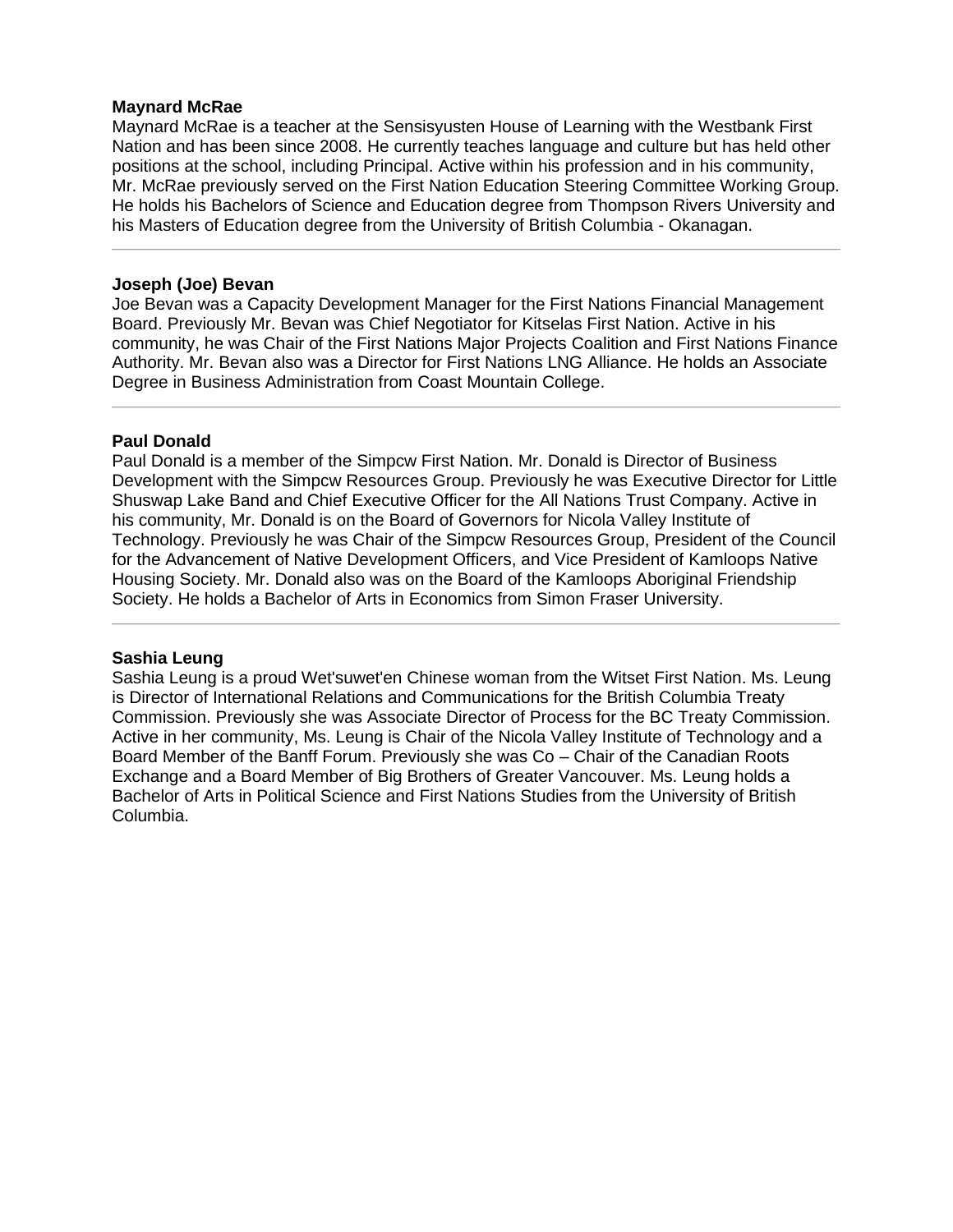**Maynard McRae**
Maynard McRae is a teacher at the Sensisyusten House of Learning with the Westbank First Nation and has been since 2008. He currently teaches language and culture but has held other positions at the school, including Principal. Active within his profession and in his community, Mr. McRae previously served on the First Nation Education Steering Committee Working Group. He holds his Bachelors of Science and Education degree from Thompson Rivers University and his Masters of Education degree from the University of British Columbia - Okanagan.

---

**Joseph (Joe) Bevan**
Joe Bevan was a Capacity Development Manager for the First Nations Financial Management Board. Previously Mr. Bevan was Chief Negotiator for Kitselas First Nation. Active in his community, he was Chair of the First Nations Major Projects Coalition and First Nations Finance Authority. Mr. Bevan also was a Director for First Nations LNG Alliance. He holds an Associate Degree in Business Administration from Coast Mountain College.

---

**Paul Donald**
Paul Donald is a member of the Simpcw First Nation. Mr. Donald is Director of Business Development with the Simpcw Resources Group. Previously he was Executive Director for Little Shuswap Lake Band and Chief Executive Officer for the All Nations Trust Company. Active in his community, Mr. Donald is on the Board of Governors for Nicola Valley Institute of Technology. Previously he was Chair of the Simpcw Resources Group, President of the Council for the Advancement of Native Development Officers, and Vice President of Kamloops Native Housing Society. Mr. Donald also was on the Board of the Kamloops Aboriginal Friendship Society. He holds a Bachelor of Arts in Economics from Simon Fraser University.

---

**Sashia Leung**
Sashia Leung is a proud Wet'suwet'en Chinese woman from the Witset First Nation. Ms. Leung is Director of International Relations and Communications for the British Columbia Treaty Commission. Previously she was Associate Director of Process for the BC Treaty Commission. Active in her community, Ms. Leung is Chair of the Nicola Valley Institute of Technology and a Board Member of the Banff Forum. Previously she was Co – Chair of the Canadian Roots Exchange and a Board Member of Big Brothers of Greater Vancouver. Ms. Leung holds a Bachelor of Arts in Political Science and First Nations Studies from the University of British Columbia.